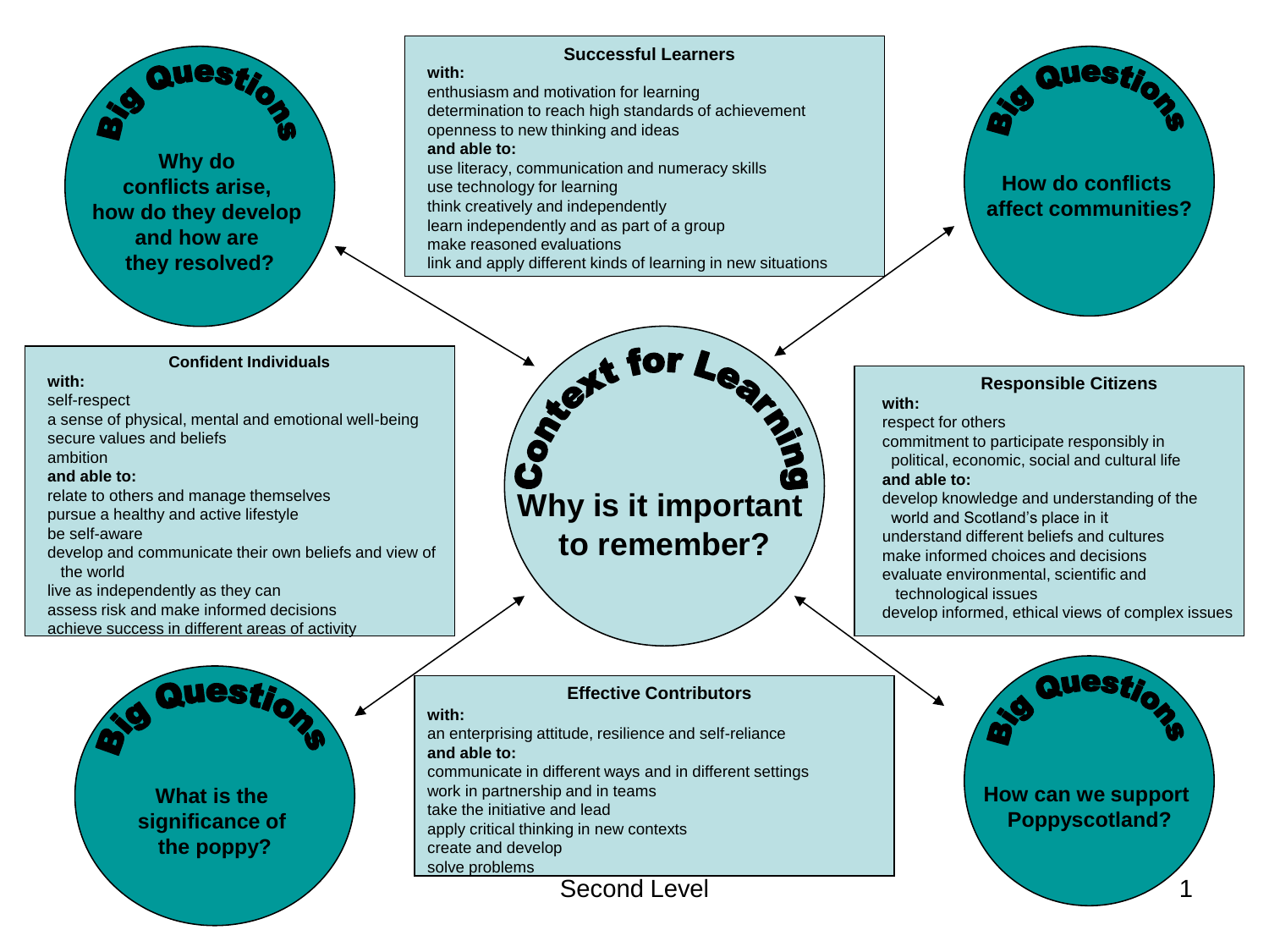## Context for Learning

**Why is it important to remember?**

### Big Questions

Why do conflicts arise, how do they develop and how are they resolved?

### Big Questions

How do conflicts affect communities?

### Big Questions

What is the significance of the poppy?

### Big Questions

How can we support Poppyscotland?

### Successful Learners

**with:**

enthusiasm and motivation for learning
determination to reach high standards of achievement
openness to new thinking and ideas

**and able to:**

use literacy, communication and numeracy skills
use technology for learning
think creatively and independently
learn independently and as part of a group
make reasoned evaluations
link and apply different kinds of learning in new situations

### Confident Individuals

**with:**

self-respect
a sense of physical, mental and emotional well-being
secure values and beliefs
ambition

**and able to:**

relate to others and manage themselves
pursue a healthy and active lifestyle
be self-aware
develop and communicate their own beliefs and view of the world
live as independently as they can
assess risk and make informed decisions
achieve success in different areas of activity

### Responsible Citizens

**with:**

respect for others
commitment to participate responsibly in political, economic, social and cultural life

**and able to:**

develop knowledge and understanding of the world and Scotland's place in it
understand different beliefs and cultures
make informed choices and decisions
evaluate environmental, scientific and technological issues
develop informed, ethical views of complex issues

### Effective Contributors

**with:**

an enterprising attitude, resilience and self-reliance

**and able to:**

communicate in different ways and in different settings
work in partnership and in teams
take the initiative and lead
apply critical thinking in new contexts
create and develop
solve problems

Second Level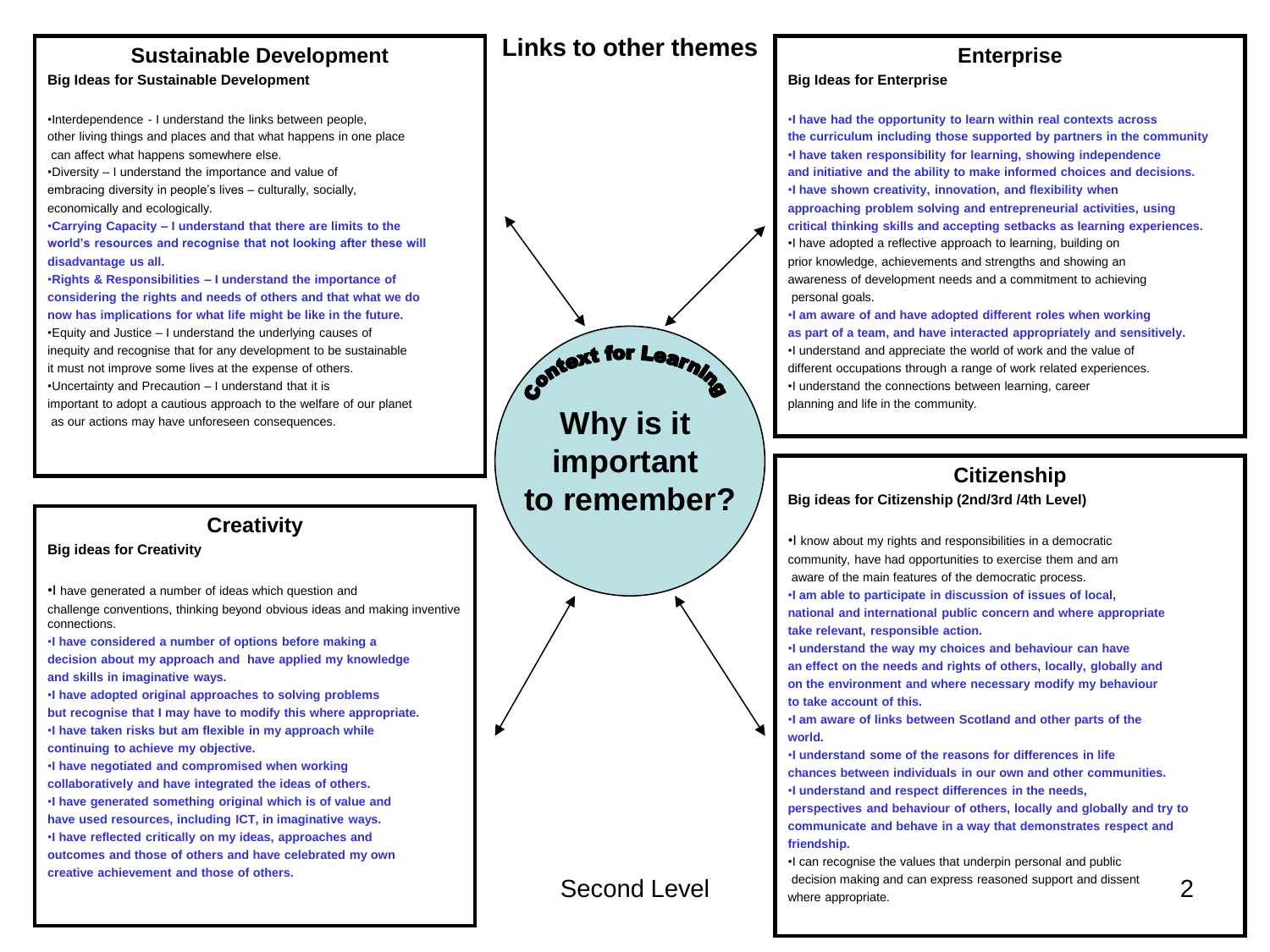# Links to other themes

## Sustainable Development

**Big Ideas for Sustainable Development**

- Interdependence - I understand the links between people, other living things and places and that what happens in one place can affect what happens somewhere else.
- Diversity – I understand the importance and value of embracing diversity in people's lives – culturally, socially, economically and ecologically.
- **Carrying Capacity – I understand that there are limits to the world's resources and recognise that not looking after these will disadvantage us all.**
- **Rights & Responsibilities – I understand the importance of considering the rights and needs of others and that what we do now has implications for what life might be like in the future.**
- Equity and Justice – I understand the underlying causes of inequity and recognise that for any development to be sustainable it must not improve some lives at the expense of others.
- Uncertainty and Precaution – I understand that it is important to adopt a cautious approach to the welfare of our planet as our actions may have unforeseen consequences.

## Enterprise

**Big Ideas for Enterprise**

- **I have had the opportunity to learn within real contexts across the curriculum including those supported by partners in the community**
- **I have taken responsibility for learning, showing independence and initiative and the ability to make informed choices and decisions.**
- **I have shown creativity, innovation, and flexibility when approaching problem solving and entrepreneurial activities, using critical thinking skills and accepting setbacks as learning experiences.**
- I have adopted a reflective approach to learning, building on prior knowledge, achievements and strengths and showing an awareness of development needs and a commitment to achieving personal goals.
- **I am aware of and have adopted different roles when working as part of a team, and have interacted appropriately and sensitively.**
- I understand and appreciate the world of work and the value of different occupations through a range of work related experiences.
- I understand the connections between learning, career planning and life in the community.

## Context for Learning

**Why is it important to remember?**

## Creativity

**Big ideas for Creativity**

- I have generated a number of ideas which question and challenge conventions, thinking beyond obvious ideas and making inventive connections.
- **I have considered a number of options before making a decision about my approach and have applied my knowledge and skills in imaginative ways.**
- **I have adopted original approaches to solving problems but recognise that I may have to modify this where appropriate.**
- **I have taken risks but am flexible in my approach while continuing to achieve my objective.**
- **I have negotiated and compromised when working collaboratively and have integrated the ideas of others.**
- **I have generated something original which is of value and have used resources, including ICT, in imaginative ways.**
- **I have reflected critically on my ideas, approaches and outcomes and those of others and have celebrated my own creative achievement and those of others.**

## Citizenship

**Big ideas for Citizenship (2nd/3rd /4th Level)**

- I know about my rights and responsibilities in a democratic community, have had opportunities to exercise them and am aware of the main features of the democratic process.
- **I am able to participate in discussion of issues of local, national and international public concern and where appropriate take relevant, responsible action.**
- **I understand the way my choices and behaviour can have an effect on the needs and rights of others, locally, globally and on the environment and where necessary modify my behaviour to take account of this.**
- **I am aware of links between Scotland and other parts of the world.**
- **I understand some of the reasons for differences in life chances between individuals in our own and other communities.**
- **I understand and respect differences in the needs, perspectives and behaviour of others, locally and globally and try to communicate and behave in a way that demonstrates respect and friendship.**
- I can recognise the values that underpin personal and public decision making and can express reasoned support and dissent where appropriate.

Second Level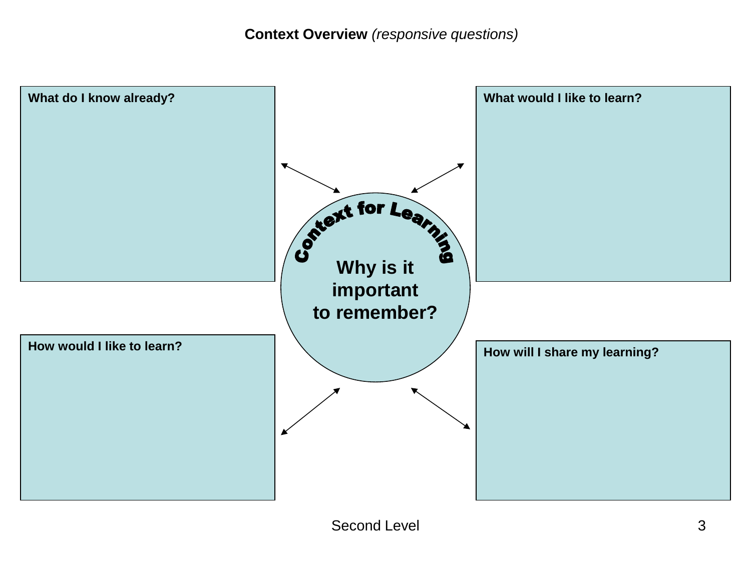**Context Overview** *(responsive questions)*

**What do I know already?**

**What would I like to learn?**

**Context for Learning**

**Why is it important to remember?**

**How would I like to learn?**

**How will I share my learning?**

Second Level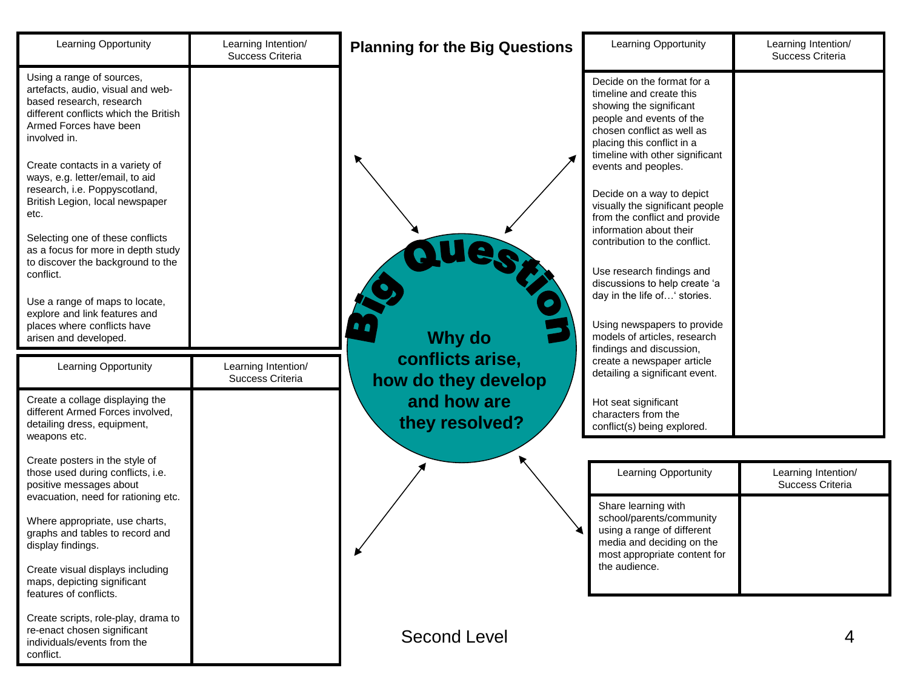## Planning for the Big Questions

**Big Question**

**Why do conflicts arise, how do they develop and how are they resolved?**

| Learning Opportunity | Learning Intention/ Success Criteria |
| --- | --- |
| Using a range of sources, artefacts, audio, visual and web-based research, research different conflicts which the British Armed Forces have been involved in.<br><br>Create contacts in a variety of ways, e.g. letter/email, to aid research, i.e. Poppyscotland, British Legion, local newspaper etc.<br><br>Selecting one of these conflicts as a focus for more in depth study to discover the background to the conflict.<br><br>Use a range of maps to locate, explore and link features and places where conflicts have arisen and developed. | |

| Learning Opportunity | Learning Intention/ Success Criteria |
| --- | --- |
| Decide on the format for a timeline and create this showing the significant people and events of the chosen conflict as well as placing this conflict in a timeline with other significant events and peoples.<br><br>Decide on a way to depict visually the significant people from the conflict and provide information about their contribution to the conflict.<br><br>Use research findings and discussions to help create 'a day in the life of…' stories.<br><br>Using newspapers to provide models of articles, research findings and discussion, create a newspaper article detailing a significant event.<br><br>Hot seat significant characters from the conflict(s) being explored. | |

| Learning Opportunity | Learning Intention/ Success Criteria |
| --- | --- |
| Create a collage displaying the different Armed Forces involved, detailing dress, equipment, weapons etc.<br><br>Create posters in the style of those used during conflicts, i.e. positive messages about evacuation, need for rationing etc.<br><br>Where appropriate, use charts, graphs and tables to record and display findings.<br><br>Create visual displays including maps, depicting significant features of conflicts.<br><br>Create scripts, role-play, drama to re-enact chosen significant individuals/events from the conflict. | |

| Learning Opportunity | Learning Intention/ Success Criteria |
| --- | --- |
| Share learning with school/parents/community using a range of different media and deciding on the most appropriate content for the audience. | |

Second Level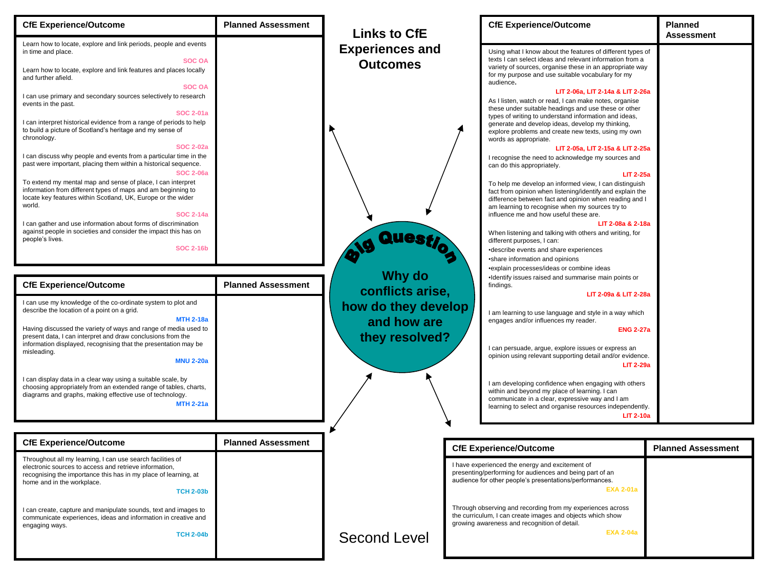# Links to CfE Experiences and Outcomes

## Big Question

**Why do conflicts arise, how do they develop and how are they resolved?**

Second Level

| CfE Experience/Outcome | Planned Assessment |
|---|---|
| Learn how to locate, explore and link periods, people and events in time and place. **SOC OA** | |
| Learn how to locate, explore and link features and places locally and further afield. **SOC OA** | |
| I can use primary and secondary sources selectively to research events in the past. **SOC 2-01a** | |
| I can interpret historical evidence from a range of periods to help to build a picture of Scotland's heritage and my sense of chronology. **SOC 2-02a** | |
| I can discuss why people and events from a particular time in the past were important, placing them within a historical sequence. **SOC 2-06a** | |
| To extend my mental map and sense of place, I can interpret information from different types of maps and am beginning to locate key features within Scotland, UK, Europe or the wider world. **SOC 2-14a** | |
| I can gather and use information about forms of discrimination against people in societies and consider the impact this has on people's lives. **SOC 2-16b** | |

| CfE Experience/Outcome | Planned Assessment |
|---|---|
| I can use my knowledge of the co-ordinate system to plot and describe the location of a point on a grid. **MTH 2-18a** | |
| Having discussed the variety of ways and range of media used to present data, I can interpret and draw conclusions from the information displayed, recognising that the presentation may be misleading. **MNU 2-20a** | |
| I can display data in a clear way using a suitable scale, by choosing appropriately from an extended range of tables, charts, diagrams and graphs, making effective use of technology. **MTH 2-21a** | |

| CfE Experience/Outcome | Planned Assessment |
|---|---|
| Throughout all my learning, I can use search facilities of electronic sources to access and retrieve information, recognising the importance this has in my place of learning, at home and in the workplace. **TCH 2-03b** | |
| I can create, capture and manipulate sounds, text and images to communicate experiences, ideas and information in creative and engaging ways. **TCH 2-04b** | |

| CfE Experience/Outcome | Planned Assessment |
|---|---|
| Using what I know about the features of different types of texts I can select ideas and relevant information from a variety of sources, organise these in an appropriate way for my purpose and use suitable vocabulary for my audience. **LIT 2-06a, LIT 2-14a & LIT 2-26a** | |
| As I listen, watch or read, I can make notes, organise these under suitable headings and use these or other types of writing to understand information and ideas, generate and develop ideas, develop my thinking, explore problems and create new texts, using my own words as appropriate. **LIT 2-05a, LIT 2-15a & LIT 2-25a** | |
| I recognise the need to acknowledge my sources and can do this appropriately. **LIT 2-25a** | |
| To help me develop an informed view, I can distinguish fact from opinion when listening/identify and explain the difference between fact and opinion when reading and I am learning to recognise when my sources try to influence me and how useful these are. **LIT 2-08a & 2-18a** | |
| When listening and talking with others and writing, for different purposes, I can: •describe events and share experiences •share information and opinions •explain processes/ideas or combine ideas •Identify issues raised and summarise main points or findings. **LIT 2-09a & LIT 2-28a** | |
| I am learning to use language and style in a way which engages and/or influences my reader. **ENG 2-27a** | |
| I can persuade, argue, explore issues or express an opinion using relevant supporting detail and/or evidence. **LIT 2-29a** | |
| I am developing confidence when engaging with others within and beyond my place of learning. I can communicate in a clear, expressive way and I am learning to select and organise resources independently. **LIT 2-10a** | |

| CfE Experience/Outcome | Planned Assessment |
|---|---|
| I have experienced the energy and excitement of presenting/performing for audiences and being part of an audience for other people's presentations/performances. **EXA 2-01a** | |
| Through observing and recording from my experiences across the curriculum, I can create images and objects which show growing awareness and recognition of detail. **EXA 2-04a** | |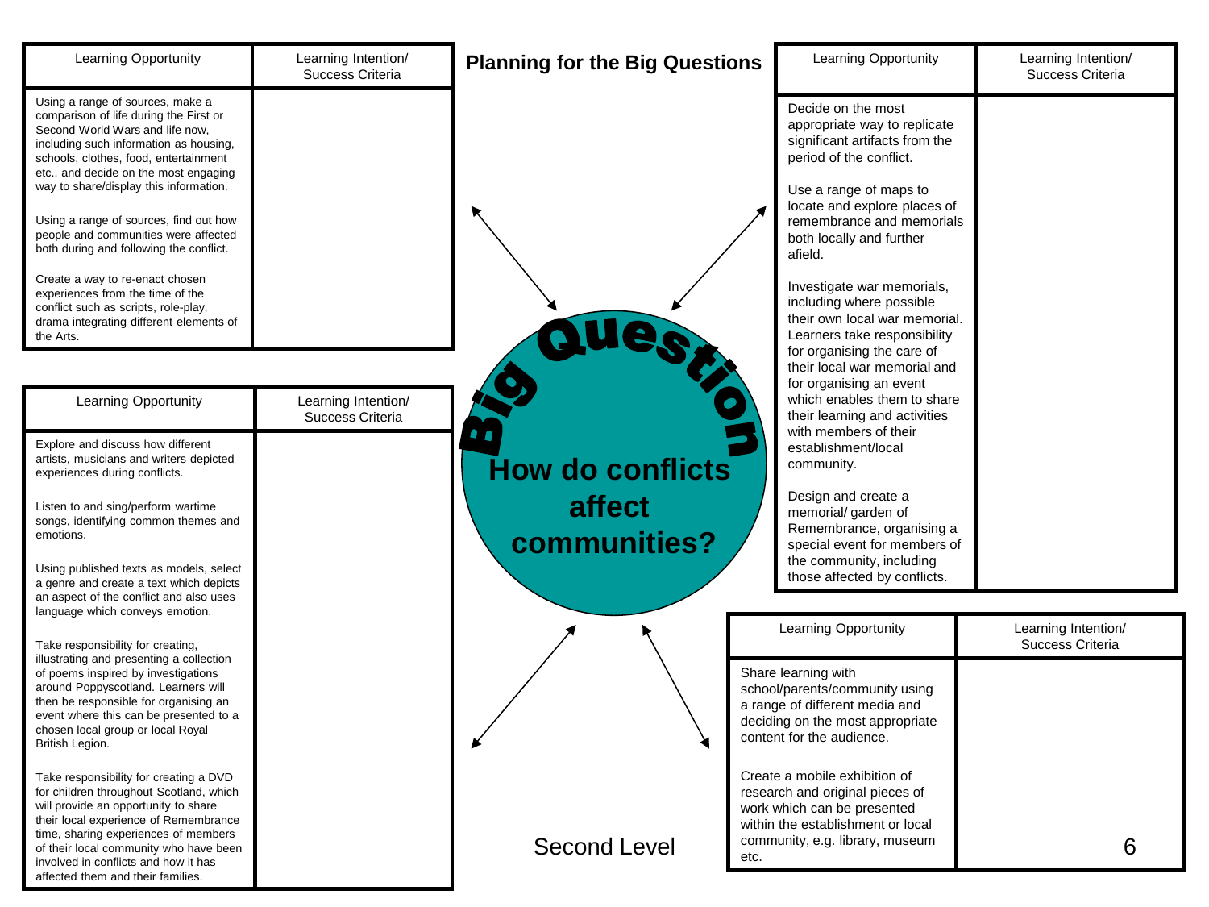# Planning for the Big Questions

## Big Question

**How do conflicts affect communities?**

Second Level

| Learning Opportunity | Learning Intention/ Success Criteria |
| --- | --- |
| Using a range of sources, make a comparison of life during the First or Second World Wars and life now, including such information as housing, schools, clothes, food, entertainment etc., and decide on the most engaging way to share/display this information.<br><br>Using a range of sources, find out how people and communities were affected both during and following the conflict.<br><br>Create a way to re-enact chosen experiences from the time of the conflict such as scripts, role-play, drama integrating different elements of the Arts. | |

| Learning Opportunity | Learning Intention/ Success Criteria |
| --- | --- |
| Explore and discuss how different artists, musicians and writers depicted experiences during conflicts.<br><br>Listen to and sing/perform wartime songs, identifying common themes and emotions.<br><br>Using published texts as models, select a genre and create a text which depicts an aspect of the conflict and also uses language which conveys emotion.<br><br>Take responsibility for creating, illustrating and presenting a collection of poems inspired by investigations around Poppyscotland. Learners will then be responsible for organising an event where this can be presented to a chosen local group or local Royal British Legion.<br><br>Take responsibility for creating a DVD for children throughout Scotland, which will provide an opportunity to share their local experience of Remembrance time, sharing experiences of members of their local community who have been involved in conflicts and how it has affected them and their families. | |

| Learning Opportunity | Learning Intention/ Success Criteria |
| --- | --- |
| Decide on the most appropriate way to replicate significant artifacts from the period of the conflict.<br><br>Use a range of maps to locate and explore places of remembrance and memorials both locally and further afield.<br><br>Investigate war memorials, including where possible their own local war memorial. Learners take responsibility for organising the care of their local war memorial and for organising an event which enables them to share their learning and activities with members of their establishment/local community.<br><br>Design and create a memorial/ garden of Remembrance, organising a special event for members of the community, including those affected by conflicts. | |

| Learning Opportunity | Learning Intention/ Success Criteria |
| --- | --- |
| Share learning with school/parents/community using a range of different media and deciding on the most appropriate content for the audience.<br><br>Create a mobile exhibition of research and original pieces of work which can be presented within the establishment or local community, e.g. library, museum etc. | |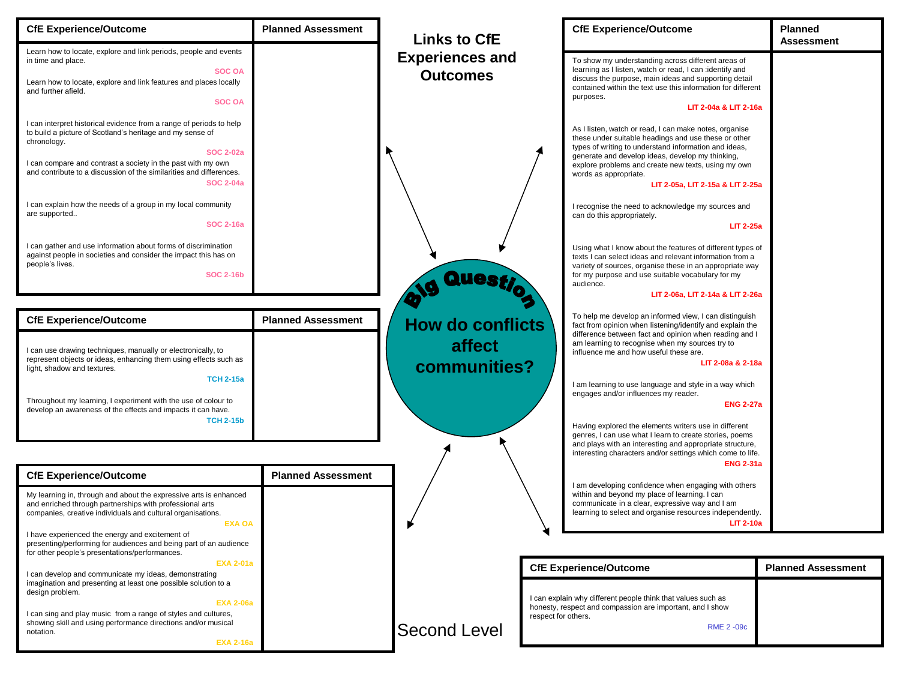# Links to CfE Experiences and Outcomes

## Big Question

**How do conflicts affect communities?**

| CfE Experience/Outcome | Planned Assessment |
|---|---|
| Learn how to locate, explore and link periods, people and events in time and place. SOC OA | |
| Learn how to locate, explore and link features and places locally and further afield. SOC OA | |
| I can interpret historical evidence from a range of periods to help to build a picture of Scotland's heritage and my sense of chronology. SOC 2-02a | |
| I can compare and contrast a society in the past with my own and contribute to a discussion of the similarities and differences. SOC 2-04a | |
| I can explain how the needs of a group in my local community are supported.. SOC 2-16a | |
| I can gather and use information about forms of discrimination against people in societies and consider the impact this has on people's lives. SOC 2-16b | |

| CfE Experience/Outcome | Planned Assessment |
|---|---|
| I can use drawing techniques, manually or electronically, to represent objects or ideas, enhancing them using effects such as light, shadow and textures. TCH 2-15a | |
| Throughout my learning, I experiment with the use of colour to develop an awareness of the effects and impacts it can have. TCH 2-15b | |

| CfE Experience/Outcome | Planned Assessment |
|---|---|
| My learning in, through and about the expressive arts is enhanced and enriched through partnerships with professional arts companies, creative individuals and cultural organisations. EXA OA | |
| I have experienced the energy and excitement of presenting/performing for audiences and being part of an audience for other people's presentations/performances. EXA 2-01a | |
| I can develop and communicate my ideas, demonstrating imagination and presenting at least one possible solution to a design problem. EXA 2-06a | |
| I can sing and play music from a range of styles and cultures, showing skill and using performance directions and/or musical notation. EXA 2-16a | |

| CfE Experience/Outcome | Planned Assessment |
|---|---|
| To show my understanding across different areas of learning as I listen, watch or read, I can :identify and discuss the purpose, main ideas and supporting detail contained within the text use this information for different purposes. LIT 2-04a & LIT 2-16a | |
| As I listen, watch or read, I can make notes, organise these under suitable headings and use these or other types of writing to understand information and ideas, generate and develop ideas, develop my thinking, explore problems and create new texts, using my own words as appropriate. LIT 2-05a, LIT 2-15a & LIT 2-25a | |
| I recognise the need to acknowledge my sources and can do this appropriately. LIT 2-25a | |
| Using what I know about the features of different types of texts I can select ideas and relevant information from a variety of sources, organise these in an appropriate way for my purpose and use suitable vocabulary for my audience. LIT 2-06a, LIT 2-14a & LIT 2-26a | |
| To help me develop an informed view, I can distinguish fact from opinion when listening/identify and explain the difference between fact and opinion when reading and I am learning to recognise when my sources try to influence me and how useful these are. LIT 2-08a & 2-18a | |
| I am learning to use language and style in a way which engages and/or influences my reader. ENG 2-27a | |
| Having explored the elements writers use in different genres, I can use what I learn to create stories, poems and plays with an interesting and appropriate structure, interesting characters and/or settings which come to life. ENG 2-31a | |
| I am developing confidence when engaging with others within and beyond my place of learning. I can communicate in a clear, expressive way and I am learning to select and organise resources independently. LIT 2-10a | |

| CfE Experience/Outcome | Planned Assessment |
|---|---|
| I can explain why different people think that values such as honesty, respect and compassion are important, and I show respect for others. RME 2 -09c | |

Second Level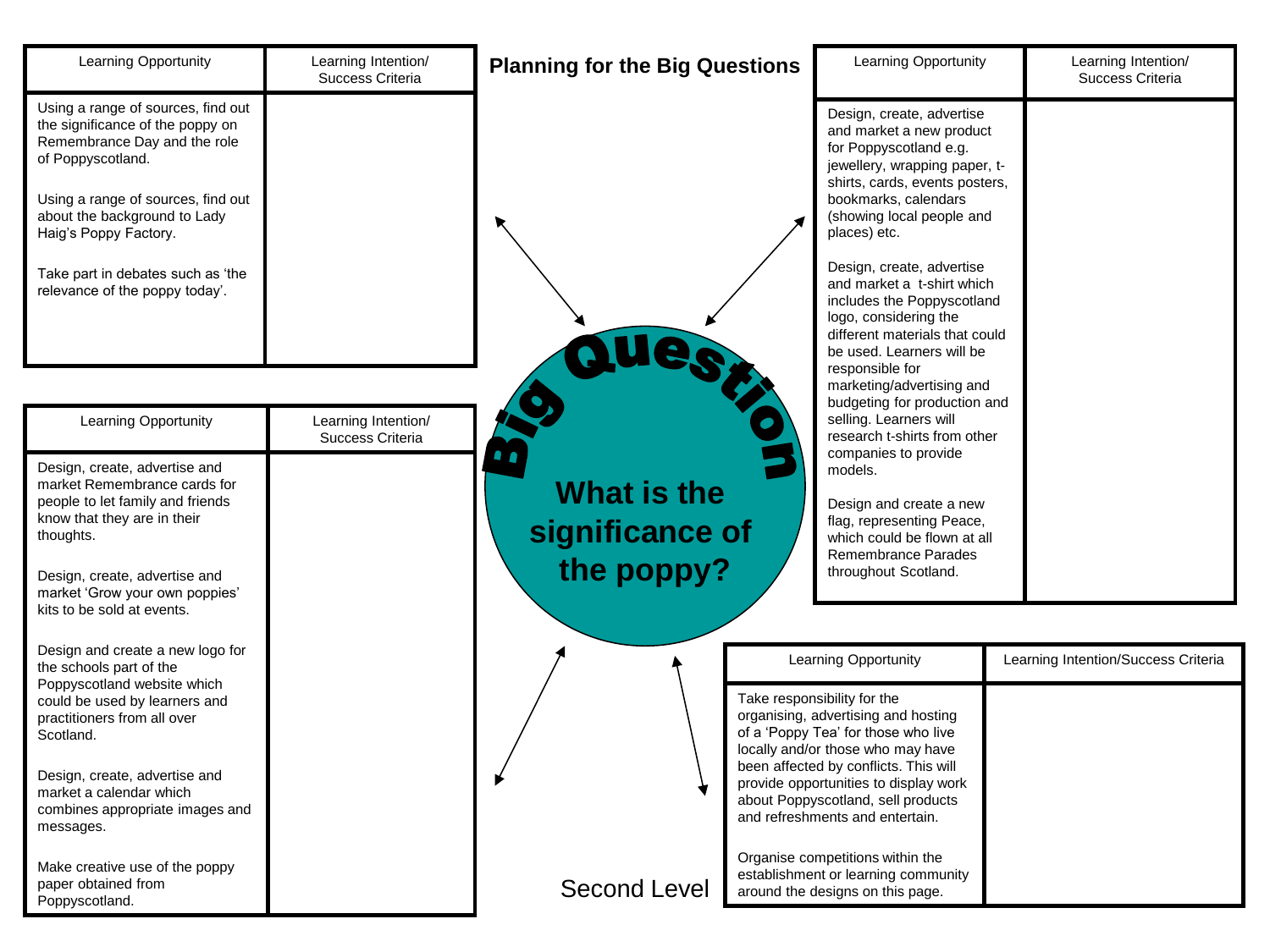# Planning for the Big Questions

## Big Question

**What is the significance of the poppy?**

Second Level

| Learning Opportunity | Learning Intention/ Success Criteria |
| --- | --- |
| Using a range of sources, find out the significance of the poppy on Remembrance Day and the role of Poppyscotland.<br><br>Using a range of sources, find out about the background to Lady Haig's Poppy Factory.<br><br>Take part in debates such as 'the relevance of the poppy today'. | |

| Learning Opportunity | Learning Intention/ Success Criteria |
| --- | --- |
| Design, create, advertise and market a new product for Poppyscotland e.g. jewellery, wrapping paper, t-shirts, cards, events posters, bookmarks, calendars (showing local people and places) etc.<br><br>Design, create, advertise and market a t-shirt which includes the Poppyscotland logo, considering the different materials that could be used. Learners will be responsible for marketing/advertising and budgeting for production and selling. Learners will research t-shirts from other companies to provide models.<br><br>Design and create a new flag, representing Peace, which could be flown at all Remembrance Parades throughout Scotland. | |

| Learning Opportunity | Learning Intention/ Success Criteria |
| --- | --- |
| Design, create, advertise and market Remembrance cards for people to let family and friends know that they are in their thoughts.<br><br>Design, create, advertise and market 'Grow your own poppies' kits to be sold at events.<br><br>Design and create a new logo for the schools part of the Poppyscotland website which could be used by learners and practitioners from all over Scotland.<br><br>Design, create, advertise and market a calendar which combines appropriate images and messages.<br><br>Make creative use of the poppy paper obtained from Poppyscotland. | |

| Learning Opportunity | Learning Intention/Success Criteria |
| --- | --- |
| Take responsibility for the organising, advertising and hosting of a 'Poppy Tea' for those who live locally and/or those who may have been affected by conflicts. This will provide opportunities to display work about Poppyscotland, sell products and refreshments and entertain.<br><br>Organise competitions within the establishment or learning community around the designs on this page. | |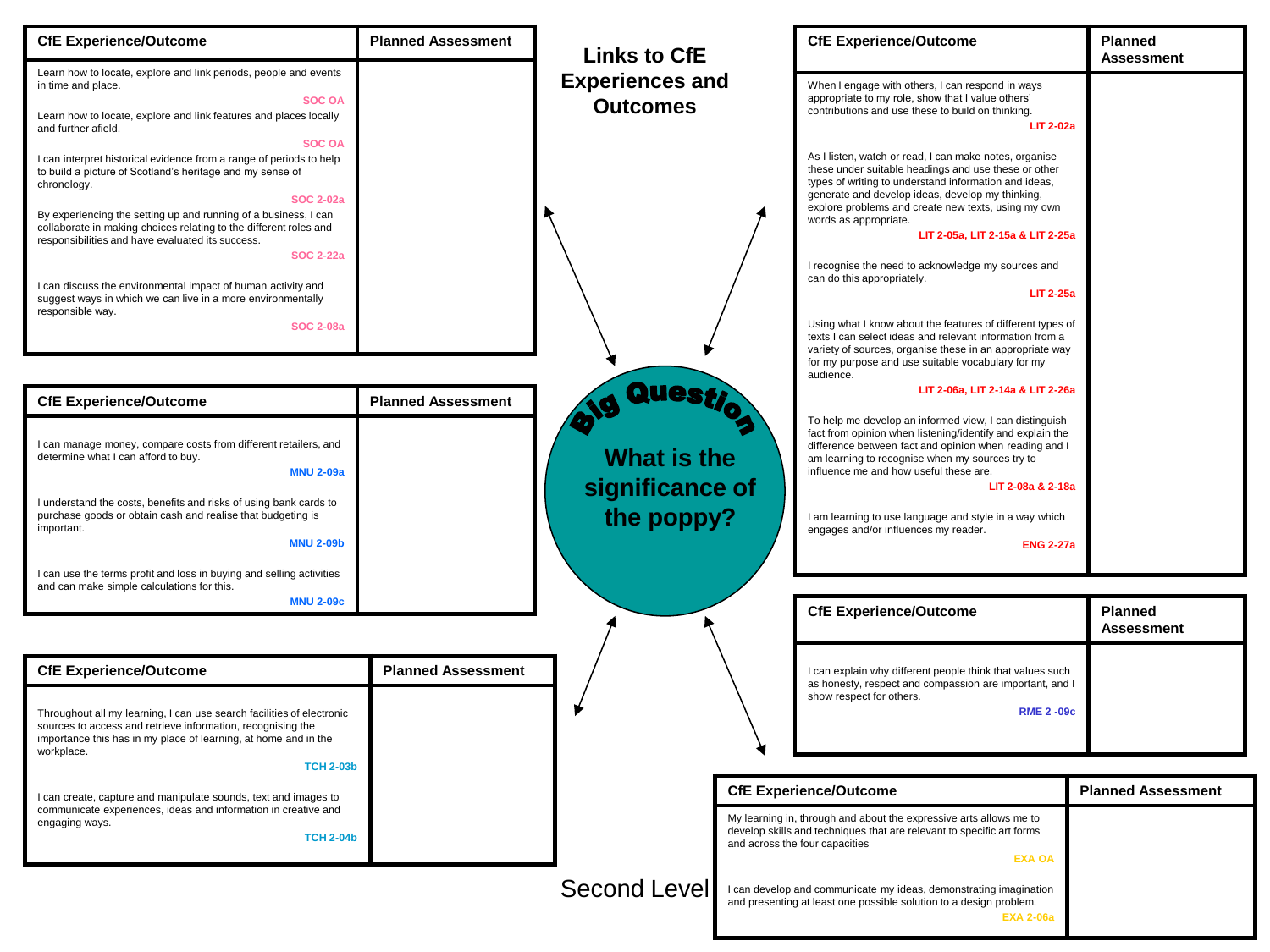# Links to CfE Experiences and Outcomes

## Big Question

**What is the significance of the poppy?**

Second Level

| CfE Experience/Outcome | Planned Assessment |
| --- | --- |
| Learn how to locate, explore and link periods, people and events in time and place. SOC OA | |
| Learn how to locate, explore and link features and places locally and further afield. SOC OA | |
| I can interpret historical evidence from a range of periods to help to build a picture of Scotland's heritage and my sense of chronology. SOC 2-02a | |
| By experiencing the setting up and running of a business, I can collaborate in making choices relating to the different roles and responsibilities and have evaluated its success. SOC 2-22a | |
| I can discuss the environmental impact of human activity and suggest ways in which we can live in a more environmentally responsible way. SOC 2-08a | |

| CfE Experience/Outcome | Planned Assessment |
| --- | --- |
| I can manage money, compare costs from different retailers, and determine what I can afford to buy. MNU 2-09a | |
| I understand the costs, benefits and risks of using bank cards to purchase goods or obtain cash and realise that budgeting is important. MNU 2-09b | |
| I can use the terms profit and loss in buying and selling activities and can make simple calculations for this. MNU 2-09c | |

| CfE Experience/Outcome | Planned Assessment |
| --- | --- |
| Throughout all my learning, I can use search facilities of electronic sources to access and retrieve information, recognising the importance this has in my place of learning, at home and in the workplace. TCH 2-03b | |
| I can create, capture and manipulate sounds, text and images to communicate experiences, ideas and information in creative and engaging ways. TCH 2-04b | |

| CfE Experience/Outcome | Planned Assessment |
| --- | --- |
| When I engage with others, I can respond in ways appropriate to my role, show that I value others' contributions and use these to build on thinking. LIT 2-02a | |
| As I listen, watch or read, I can make notes, organise these under suitable headings and use these or other types of writing to understand information and ideas, generate and develop ideas, develop my thinking, explore problems and create new texts, using my own words as appropriate. LIT 2-05a, LIT 2-15a & LIT 2-25a | |
| I recognise the need to acknowledge my sources and can do this appropriately. LIT 2-25a | |
| Using what I know about the features of different types of texts I can select ideas and relevant information from a variety of sources, organise these in an appropriate way for my purpose and use suitable vocabulary for my audience. LIT 2-06a, LIT 2-14a & LIT 2-26a | |
| To help me develop an informed view, I can distinguish fact from opinion when listening/identify and explain the difference between fact and opinion when reading and I am learning to recognise when my sources try to influence me and how useful these are. LIT 2-08a & 2-18a | |
| I am learning to use language and style in a way which engages and/or influences my reader. ENG 2-27a | |

| CfE Experience/Outcome | Planned Assessment |
| --- | --- |
| I can explain why different people think that values such as honesty, respect and compassion are important, and I show respect for others. RME 2 -09c | |

| CfE Experience/Outcome | Planned Assessment |
| --- | --- |
| My learning in, through and about the expressive arts allows me to develop skills and techniques that are relevant to specific art forms and across the four capacities EXA OA | |
| I can develop and communicate my ideas, demonstrating imagination and presenting at least one possible solution to a design problem. EXA 2-06a | |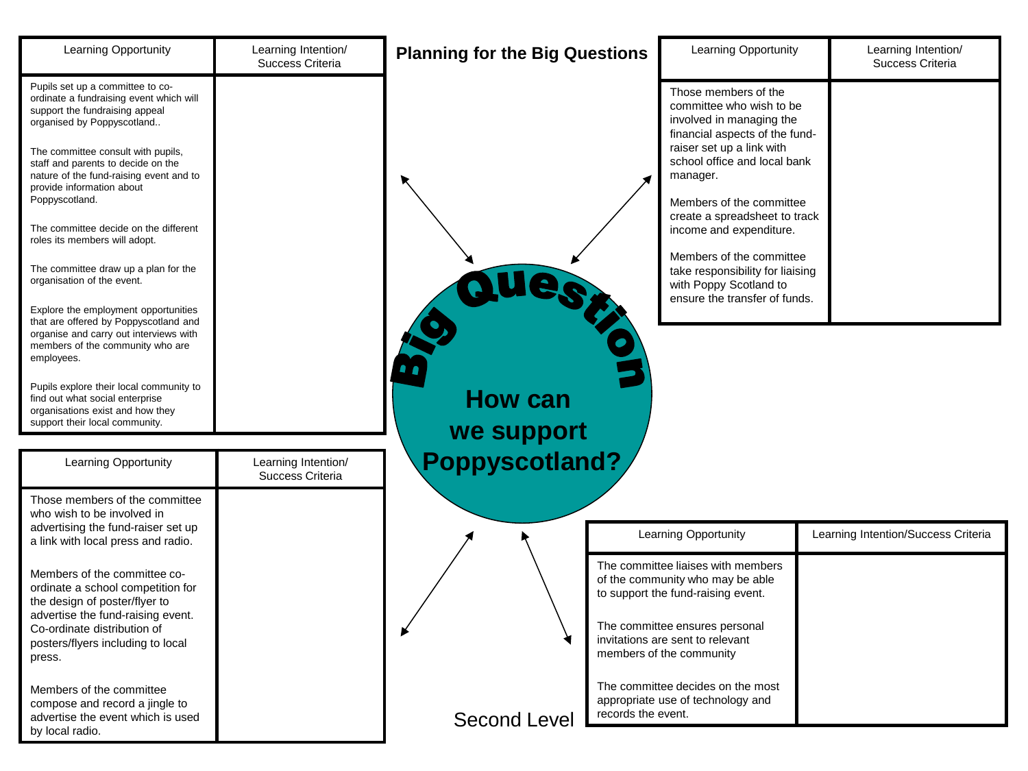# Planning for the Big Questions

## Big Question

**How can we support Poppyscotland?**

Second Level

| Learning Opportunity | Learning Intention/ Success Criteria |
| --- | --- |
| Pupils set up a committee to co-ordinate a fundraising event which will support the fundraising appeal organised by Poppyscotland..<br><br>The committee consult with pupils, staff and parents to decide on the nature of the fund-raising event and to provide information about Poppyscotland.<br><br>The committee decide on the different roles its members will adopt.<br><br>The committee draw up a plan for the organisation of the event.<br><br>Explore the employment opportunities that are offered by Poppyscotland and organise and carry out interviews with members of the community who are employees.<br><br>Pupils explore their local community to find out what social enterprise organisations exist and how they support their local community. | |

| Learning Opportunity | Learning Intention/ Success Criteria |
| --- | --- |
| Those members of the committee who wish to be involved in managing the financial aspects of the fund-raiser set up a link with school office and local bank manager.<br><br>Members of the committee create a spreadsheet to track income and expenditure.<br><br>Members of the committee take responsibility for liaising with Poppy Scotland to ensure the transfer of funds. | |

| Learning Opportunity | Learning Intention/ Success Criteria |
| --- | --- |
| Those members of the committee who wish to be involved in advertising the fund-raiser set up a link with local press and radio.<br><br>Members of the committee co-ordinate a school competition for the design of poster/flyer to advertise the fund-raising event. Co-ordinate distribution of posters/flyers including to local press.<br><br>Members of the committee compose and record a jingle to advertise the event which is used by local radio. | |

| Learning Opportunity | Learning Intention/Success Criteria |
| --- | --- |
| The committee liaises with members of the community who may be able to support the fund-raising event.<br><br>The committee ensures personal invitations are sent to relevant members of the community<br><br>The committee decides on the most appropriate use of technology and records the event. | |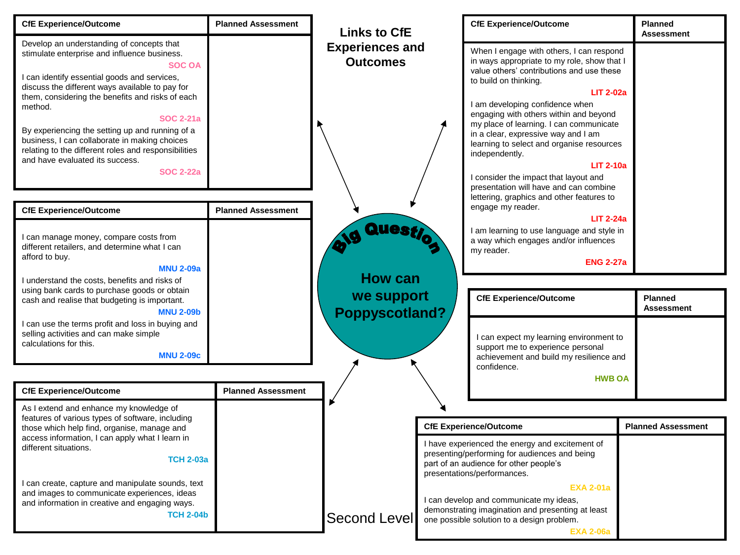# Links to CfE Experiences and Outcomes

**Big Question**

**How can we support Poppyscotland?**

| CfE Experience/Outcome | Planned Assessment |
|---|---|
| Develop an understanding of concepts that stimulate enterprise and influence business. **SOC OA** | |
| I can identify essential goods and services, discuss the different ways available to pay for them, considering the benefits and risks of each method. **SOC 2-21a** | |
| By experiencing the setting up and running of a business, I can collaborate in making choices relating to the different roles and responsibilities and have evaluated its success. **SOC 2-22a** | |

| CfE Experience/Outcome | Planned Assessment |
|---|---|
| When I engage with others, I can respond in ways appropriate to my role, show that I value others' contributions and use these to build on thinking. **LIT 2-02a** | |
| I am developing confidence when engaging with others within and beyond my place of learning. I can communicate in a clear, expressive way and I am learning to select and organise resources independently. **LIT 2-10a** | |
| I consider the impact that layout and presentation will have and can combine lettering, graphics and other features to engage my reader. **LIT 2-24a** | |
| I am learning to use language and style in a way which engages and/or influences my reader. **ENG 2-27a** | |

| CfE Experience/Outcome | Planned Assessment |
|---|---|
| I can manage money, compare costs from different retailers, and determine what I can afford to buy. **MNU 2-09a** | |
| I understand the costs, benefits and risks of using bank cards to purchase goods or obtain cash and realise that budgeting is important. **MNU 2-09b** | |
| I can use the terms profit and loss in buying and selling activities and can make simple calculations for this. **MNU 2-09c** | |

| CfE Experience/Outcome | Planned Assessment |
|---|---|
| I can expect my learning environment to support me to experience personal achievement and build my resilience and confidence. **HWB OA** | |

| CfE Experience/Outcome | Planned Assessment |
|---|---|
| As I extend and enhance my knowledge of features of various types of software, including those which help find, organise, manage and access information, I can apply what I learn in different situations. **TCH 2-03a** | |
| I can create, capture and manipulate sounds, text and images to communicate experiences, ideas and information in creative and engaging ways. **TCH 2-04b** | |

| CfE Experience/Outcome | Planned Assessment |
|---|---|
| I have experienced the energy and excitement of presenting/performing for audiences and being part of an audience for other people's presentations/performances. **EXA 2-01a** | |
| I can develop and communicate my ideas, demonstrating imagination and presenting at least one possible solution to a design problem. **EXA 2-06a** | |

Second Level